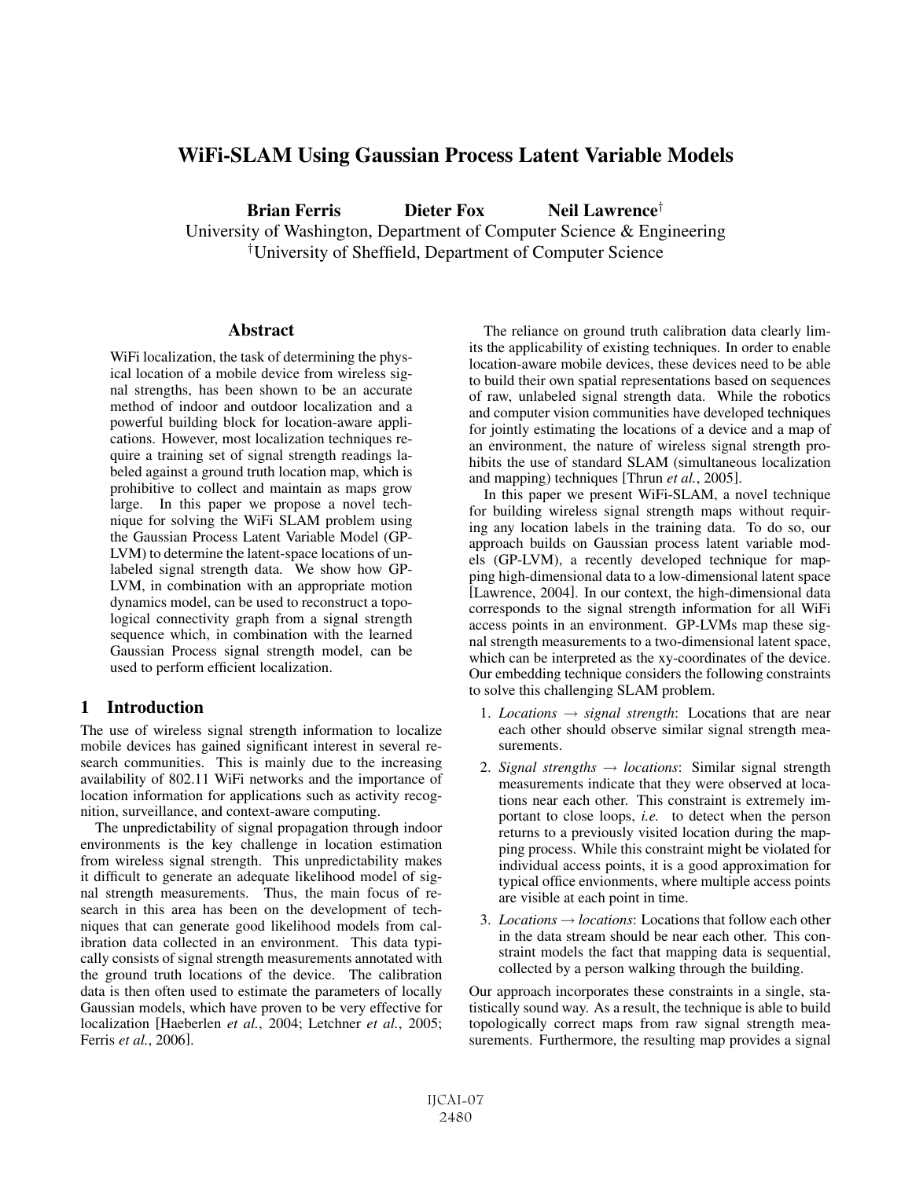# WiFi-SLAM Using Gaussian Process Latent Variable Models

**Brian Ferris** **Dieter Fox** **Neil Lawrence**[†]

University of Washington, Department of Computer Science & Engineering

[†]University of Sheffield, Department of Computer Science

## Abstract

WiFi localization, the task of determining the physical location of a mobile device from wireless signal strengths, has been shown to be an accurate method of indoor and outdoor localization and a powerful building block for location-aware applications. However, most localization techniques require a training set of signal strength readings labeled against a ground truth location map, which is prohibitive to collect and maintain as maps grow large. In this paper we propose a novel technique for solving the WiFi SLAM problem using the Gaussian Process Latent Variable Model (GP-LVM) to determine the latent-space locations of unlabeled signal strength data. We show how GP-LVM, in combination with an appropriate motion dynamics model, can be used to reconstruct a topological connectivity graph from a signal strength sequence which, in combination with the learned Gaussian Process signal strength model, can be used to perform efficient localization.

## 1 Introduction

The use of wireless signal strength information to localize mobile devices has gained significant interest in several research communities. This is mainly due to the increasing availability of 802.11 WiFi networks and the importance of location information for applications such as activity recognition, surveillance, and context-aware computing.

The unpredictability of signal propagation through indoor environments is the key challenge in location estimation from wireless signal strength. This unpredictability makes it difficult to generate an adequate likelihood model of signal strength measurements. Thus, the main focus of research in this area has been on the development of techniques that can generate good likelihood models from calibration data collected in an environment. This data typically consists of signal strength measurements annotated with the ground truth locations of the device. The calibration data is then often used to estimate the parameters of locally Gaussian models, which have proven to be very effective for localization [Haeberlen *et al.*, 2004; Letchner *et al.*, 2005; Ferris *et al.*, 2006].

The reliance on ground truth calibration data clearly limits the applicability of existing techniques. In order to enable location-aware mobile devices, these devices need to be able to build their own spatial representations based on sequences of raw, unlabeled signal strength data. While the robotics and computer vision communities have developed techniques for jointly estimating the locations of a device and a map of an environment, the nature of wireless signal strength prohibits the use of standard SLAM (simultaneous localization and mapping) techniques [Thrun *et al.*, 2005].

In this paper we present WiFi-SLAM, a novel technique for building wireless signal strength maps without requiring any location labels in the training data. To do so, our approach builds on Gaussian process latent variable models (GP-LVM), a recently developed technique for mapping high-dimensional data to a low-dimensional latent space [Lawrence, 2004]. In our context, the high-dimensional data corresponds to the signal strength information for all WiFi access points in an environment. GP-LVMs map these signal strength measurements to a two-dimensional latent space, which can be interpreted as the xy-coordinates of the device. Our embedding technique considers the following constraints to solve this challenging SLAM problem.

1. *Locations* $\rightarrow$ *signal strength*: Locations that are near each other should observe similar signal strength measurements.
2. *Signal strengths* $\rightarrow$ *locations*: Similar signal strength measurements indicate that they were observed at locations near each other. This constraint is extremely important to close loops, *i.e.* to detect when the person returns to a previously visited location during the mapping process. While this constraint might be violated for individual access points, it is a good approximation for typical office envionments, where multiple access points are visible at each point in time.
3. *Locations* $\rightarrow$ *locations*: Locations that follow each other in the data stream should be near each other. This constraint models the fact that mapping data is sequential, collected by a person walking through the building.

Our approach incorporates these constraints in a single, statistically sound way. As a result, the technique is able to build topologically correct maps from raw signal strength measurements. Furthermore, the resulting map provides a signal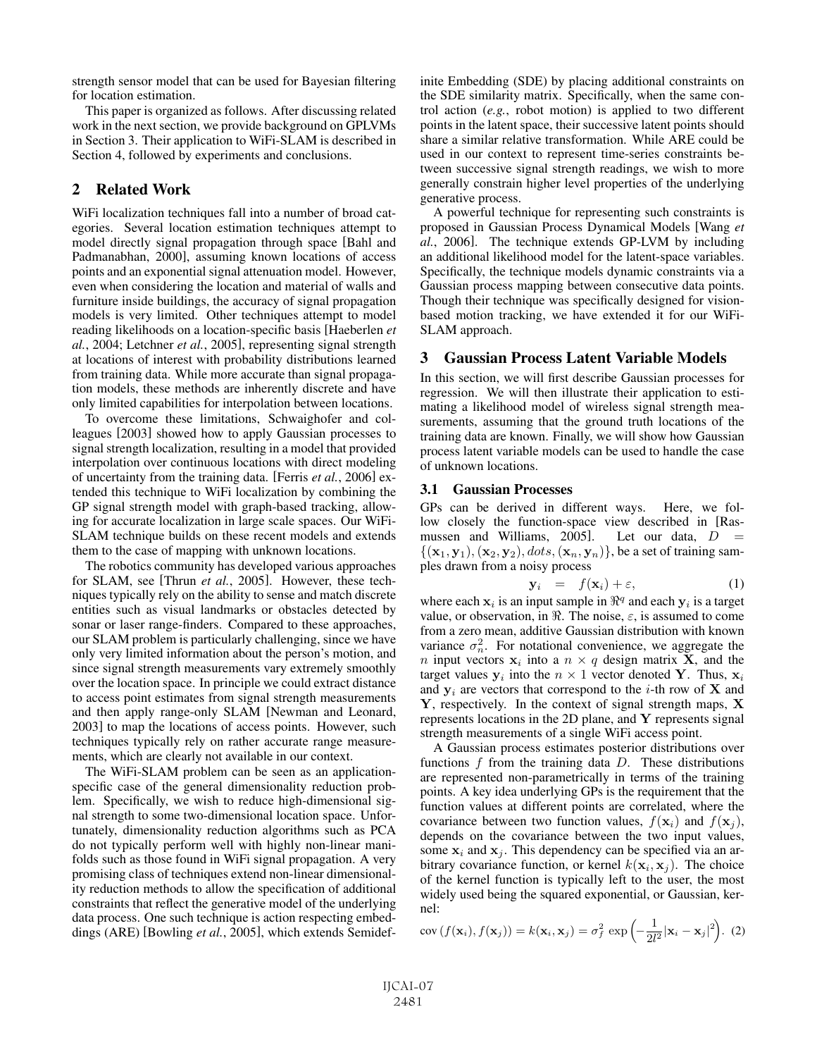strength sensor model that can be used for Bayesian filtering for location estimation.

This paper is organized as follows. After discussing related work in the next section, we provide background on GPLVMs in Section 3. Their application to WiFi-SLAM is described in Section 4, followed by experiments and conclusions.

## 2 Related Work

WiFi localization techniques fall into a number of broad categories. Several location estimation techniques attempt to model directly signal propagation through space [Bahl and Padmanabhan, 2000], assuming known locations of access points and an exponential signal attenuation model. However, even when considering the location and material of walls and furniture inside buildings, the accuracy of signal propagation models is very limited. Other techniques attempt to model reading likelihoods on a location-specific basis [Haeberlen *et al.*, 2004; Letchner *et al.*, 2005], representing signal strength at locations of interest with probability distributions learned from training data. While more accurate than signal propagation models, these methods are inherently discrete and have only limited capabilities for interpolation between locations.

To overcome these limitations, Schwaighofer and colleagues [2003] showed how to apply Gaussian processes to signal strength localization, resulting in a model that provided interpolation over continuous locations with direct modeling of uncertainty from the training data. [Ferris *et al.*, 2006] extended this technique to WiFi localization by combining the GP signal strength model with graph-based tracking, allowing for accurate localization in large scale spaces. Our WiFi-SLAM technique builds on these recent models and extends them to the case of mapping with unknown locations.

The robotics community has developed various approaches for SLAM, see [Thrun *et al.*, 2005]. However, these techniques typically rely on the ability to sense and match discrete entities such as visual landmarks or obstacles detected by sonar or laser range-finders. Compared to these approaches, our SLAM problem is particularly challenging, since we have only very limited information about the person's motion, and since signal strength measurements vary extremely smoothly over the location space. In principle we could extract distance to access point estimates from signal strength measurements and then apply range-only SLAM [Newman and Leonard, 2003] to map the locations of access points. However, such techniques typically rely on rather accurate range measurements, which are clearly not available in our context.

The WiFi-SLAM problem can be seen as an application-specific case of the general dimensionality reduction problem. Specifically, we wish to reduce high-dimensional signal strength to some two-dimensional location space. Unfortunately, dimensionality reduction algorithms such as PCA do not typically perform well with highly non-linear manifolds such as those found in WiFi signal propagation. A very promising class of techniques extend non-linear dimensionality reduction methods to allow the specification of additional constraints that reflect the generative model of the underlying data process. One such technique is action respecting embeddings (ARE) [Bowling *et al.*, 2005], which extends Semidefinite Embedding (SDE) by placing additional constraints on the SDE similarity matrix. Specifically, when the same control action (*e.g.*, robot motion) is applied to two different points in the latent space, their successive latent points should share a similar relative transformation. While ARE could be used in our context to represent time-series constraints between successive signal strength readings, we wish to more generally constrain higher level properties of the underlying generative process.

A powerful technique for representing such constraints is proposed in Gaussian Process Dynamical Models [Wang *et al.*, 2006]. The technique extends GP-LVM by including an additional likelihood model for the latent-space variables. Specifically, the technique models dynamic constraints via a Gaussian process mapping between consecutive data points. Though their technique was specifically designed for vision-based motion tracking, we have extended it for our WiFi-SLAM approach.

## 3 Gaussian Process Latent Variable Models

In this section, we will first describe Gaussian processes for regression. We will then illustrate their application to estimating a likelihood model of wireless signal strength measurements, assuming that the ground truth locations of the training data are known. Finally, we will show how Gaussian process latent variable models can be used to handle the case of unknown locations.

### 3.1 Gaussian Processes

GPs can be derived in different ways. Here, we follow closely the function-space view described in [Rasmussen and Williams, 2005]. Let our data, $D = \{(\mathbf{x}_1, \mathbf{y}_1), (\mathbf{x}_2, \mathbf{y}_2), dots, (\mathbf{x}_n, \mathbf{y}_n)\}$, be a set of training samples drawn from a noisy process

$$\mathbf{y}_i = f(\mathbf{x}_i) + \varepsilon, \qquad (1)$$

where each $\mathbf{x}_i$ is an input sample in $\Re^q$ and each $\mathbf{y}_i$ is a target value, or observation, in $\Re$. The noise, $\varepsilon$, is assumed to come from a zero mean, additive Gaussian distribution with known variance $\sigma_n^2$. For notational convenience, we aggregate the $n$ input vectors $\mathbf{x}_i$ into a $n \times q$ design matrix $\mathbf{X}$, and the target values $\mathbf{y}_i$ into the $n \times 1$ vector denoted $\mathbf{Y}$. Thus, $\mathbf{x}_i$ and $\mathbf{y}_i$ are vectors that correspond to the $i$-th row of $\mathbf{X}$ and $\mathbf{Y}$, respectively. In the context of signal strength maps, $\mathbf{X}$ represents locations in the 2D plane, and $\mathbf{Y}$ represents signal strength measurements of a single WiFi access point.

A Gaussian process estimates posterior distributions over functions $f$ from the training data $D$. These distributions are represented non-parametrically in terms of the training points. A key idea underlying GPs is the requirement that the function values at different points are correlated, where the covariance between two function values, $f(\mathbf{x}_i)$ and $f(\mathbf{x}_j)$, depends on the covariance between the two input values, some $\mathbf{x}_i$ and $\mathbf{x}_j$. This dependency can be specified via an arbitrary covariance function, or kernel $k(\mathbf{x}_i, \mathbf{x}_j)$. The choice of the kernel function is typically left to the user, the most widely used being the squared exponential, or Gaussian, kernel:

$$\text{cov}\left(f(\mathbf{x}_i), f(\mathbf{x}_j)\right) = k(\mathbf{x}_i, \mathbf{x}_j) = \sigma_f^2 \exp\left(-\frac{1}{2l^2}|\mathbf{x}_i - \mathbf{x}_j|^2\right). \quad (2)$$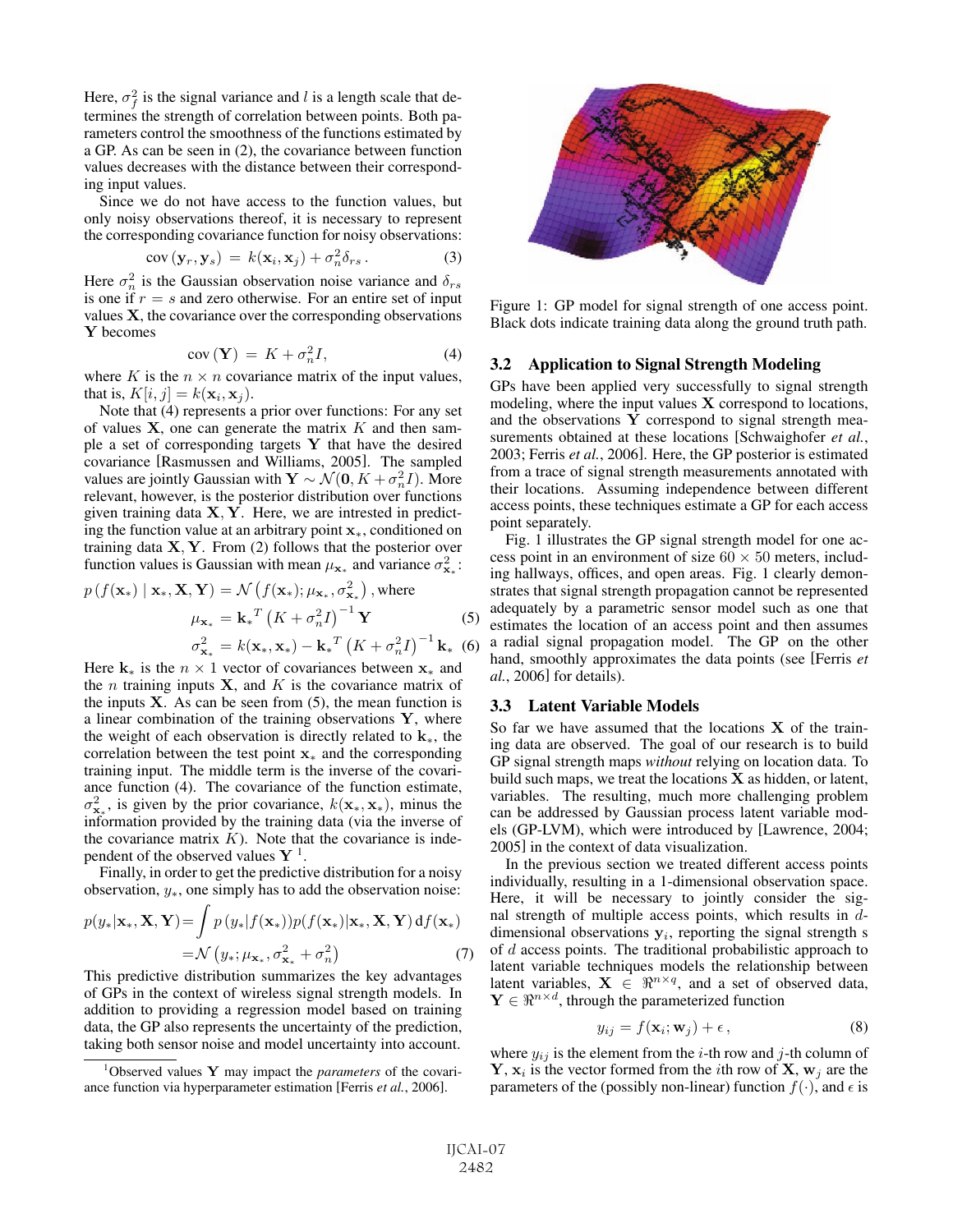Here, $\sigma_f^2$ is the signal variance and $l$ is a length scale that determines the strength of correlation between points. Both parameters control the smoothness of the functions estimated by a GP. As can be seen in (2), the covariance between function values decreases with the distance between their corresponding input values.

Since we do not have access to the function values, but only noisy observations thereof, it is necessary to represent the corresponding covariance function for noisy observations:

$$\operatorname{cov}(\mathbf{y}_r, \mathbf{y}_s) = k(\mathbf{x}_i, \mathbf{x}_j) + \sigma_n^2 \delta_{rs}. \tag{3}$$

Here $\sigma_n^2$ is the Gaussian observation noise variance and $\delta_{rs}$ is one if $r = s$ and zero otherwise. For an entire set of input values $\mathbf{X}$, the covariance over the corresponding observations $\mathbf{Y}$ becomes

$$\operatorname{cov}(\mathbf{Y}) = K + \sigma_n^2 I, \tag{4}$$

where $K$ is the $n \times n$ covariance matrix of the input values, that is, $K[i,j] = k(\mathbf{x}_i, \mathbf{x}_j)$.

Note that (4) represents a prior over functions: For any set of values $\mathbf{X}$, one can generate the matrix $K$ and then sample a set of corresponding targets $\mathbf{Y}$ that have the desired covariance [Rasmussen and Williams, 2005]. The sampled values are jointly Gaussian with $\mathbf{Y} \sim \mathcal{N}(\mathbf{0}, K + \sigma_n^2 I)$. More relevant, however, is the posterior distribution over functions given training data $\mathbf{X}, \mathbf{Y}$. Here, we are interested in predicting the function value at an arbitrary point $\mathbf{x}_*$, conditioned on training data $\mathbf{X}, \mathbf{Y}$. From (2) follows that the posterior over function values is Gaussian with mean $\mu_{\mathbf{x}_*}$ and variance $\sigma_{\mathbf{x}_*}^2$:

$$p\left(f(\mathbf{x}_*) \mid \mathbf{x}_*, \mathbf{X}, \mathbf{Y}\right) = \mathcal{N}\left(f(\mathbf{x}_*); \mu_{\mathbf{x}_*}, \sigma_{\mathbf{x}_*}^2\right), \text{where}$$

$$\mu_{\mathbf{x}_*} = \mathbf{k}_*^T \left(K + \sigma_n^2 I\right)^{-1} \mathbf{Y} \tag{5}$$

$$\sigma_{\mathbf{x}_*}^2 = k(\mathbf{x}_*, \mathbf{x}_*) - \mathbf{k}_*^T \left(K + \sigma_n^2 I\right)^{-1} \mathbf{k}_* \tag{6}$$

Here $\mathbf{k}_*$ is the $n \times 1$ vector of covariances between $\mathbf{x}_*$ and the $n$ training inputs $\mathbf{X}$, and $K$ is the covariance matrix of the inputs $\mathbf{X}$. As can be seen from (5), the mean function is a linear combination of the training observations $\mathbf{Y}$, where the weight of each observation is directly related to $\mathbf{k}_*$, the correlation between the test point $\mathbf{x}_*$ and the corresponding training input. The middle term is the inverse of the covariance function (4). The covariance of the function estimate, $\sigma_{\mathbf{x}_*}^2$, is given by the prior covariance, $k(\mathbf{x}_*, \mathbf{x}_*)$, minus the information provided by the training data (via the inverse of the covariance matrix $K$). Note that the covariance is independent of the observed values $\mathbf{Y}$ [1].

Finally, in order to get the predictive distribution for a noisy observation, $y_*$, one simply has to add the observation noise:

$$p(y_* | \mathbf{x}_*, \mathbf{X}, \mathbf{Y}) = \int p\left(y_* | f(\mathbf{x}_*)\right) p(f(\mathbf{x}_*) | \mathbf{x}_*, \mathbf{X}, \mathbf{Y}) \, df(\mathbf{x}_*)$$

$$= \mathcal{N}\left(y_*; \mu_{\mathbf{x}_*}, \sigma_{\mathbf{x}_*}^2 + \sigma_n^2\right) \tag{7}$$

This predictive distribution summarizes the key advantages of GPs in the context of wireless signal strength models. In addition to providing a regression model based on training data, the GP also represents the uncertainty of the prediction, taking both sensor noise and model uncertainty into account.

[1] Observed values $\mathbf{Y}$ may impact the *parameters* of the covariance function via hyperparameter estimation [Ferris *et al.*, 2006].

Figure 1: GP model for signal strength of one access point. Black dots indicate training data along the ground truth path.

### 3.2 Application to Signal Strength Modeling

GPs have been applied very successfully to signal strength modeling, where the input values $\mathbf{X}$ correspond to locations, and the observations $\mathbf{Y}$ correspond to signal strength measurements obtained at these locations [Schwaighofer *et al.*, 2003; Ferris *et al.*, 2006]. Here, the GP posterior is estimated from a trace of signal strength measurements annotated with their locations. Assuming independence between different access points, these techniques estimate a GP for each access point separately.

Fig. 1 illustrates the GP signal strength model for one access point in an environment of size $60 \times 50$ meters, including hallways, offices, and open areas. Fig. 1 clearly demonstrates that signal strength propagation cannot be represented adequately by a parametric sensor model such as one that estimates the location of an access point and then assumes a radial signal propagation model. The GP on the other hand, smoothly approximates the data points (see [Ferris *et al.*, 2006] for details).

### 3.3 Latent Variable Models

So far we have assumed that the locations $\mathbf{X}$ of the training data are observed. The goal of our research is to build GP signal strength maps *without* relying on location data. To build such maps, we treat the locations $\mathbf{X}$ as hidden, or latent, variables. The resulting, much more challenging problem can be addressed by Gaussian process latent variable models (GP-LVM), which were introduced by [Lawrence, 2004; 2005] in the context of data visualization.

In the previous section we treated different access points individually, resulting in a 1-dimensional observation space. Here, it will be necessary to jointly consider the signal strength of multiple access points, which results in $d$-dimensional observations $\mathbf{y}_i$, reporting the signal strength s of $d$ access points. The traditional probabilistic approach to latent variable techniques models the relationship between latent variables, $\mathbf{X} \in \Re^{n \times q}$, and a set of observed data, $\mathbf{Y} \in \Re^{n \times d}$, through the parameterized function

$$y_{ij} = f(\mathbf{x}_i; \mathbf{w}_j) + \epsilon, \tag{8}$$

where $y_{ij}$ is the element from the $i$-th row and $j$-th column of $\mathbf{Y}$, $\mathbf{x}_i$ is the vector formed from the $i$th row of $\mathbf{X}$, $\mathbf{w}_j$ are the parameters of the (possibly non-linear) function $f(\cdot)$, and $\epsilon$ is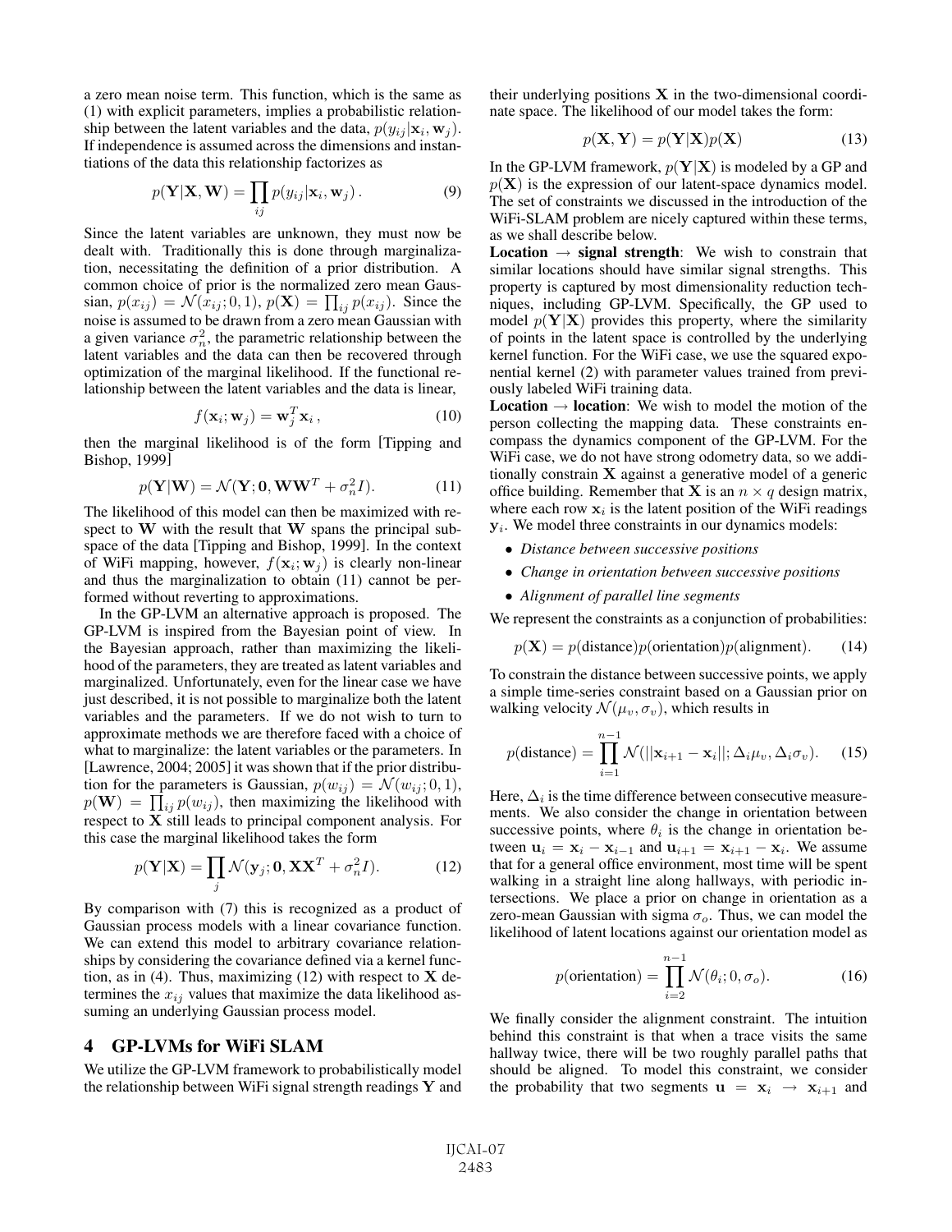a zero mean noise term. This function, which is the same as (1) with explicit parameters, implies a probabilistic relationship between the latent variables and the data, $p(y_{ij}|\mathbf{x}_i, \mathbf{w}_j)$. If independence is assumed across the dimensions and instantiations of the data this relationship factorizes as

$$p(\mathbf{Y}|\mathbf{X}, \mathbf{W}) = \prod_{ij} p(y_{ij}|\mathbf{x}_i, \mathbf{w}_j) \,. \tag{9}$$

Since the latent variables are unknown, they must now be dealt with. Traditionally this is done through marginalization, necessitating the definition of a prior distribution. A common choice of prior is the normalized zero mean Gaussian, $p(x_{ij}) = \mathcal{N}(x_{ij}; 0, 1)$, $p(\mathbf{X}) = \prod_{ij} p(x_{ij})$. Since the noise is assumed to be drawn from a zero mean Gaussian with a given variance $\sigma_n^2$, the parametric relationship between the latent variables and the data can then be recovered through optimization of the marginal likelihood. If the functional relationship between the latent variables and the data is linear,

$$f(\mathbf{x}_i; \mathbf{w}_j) = \mathbf{w}_j^T \mathbf{x}_i \,, \tag{10}$$

then the marginal likelihood is of the form [Tipping and Bishop, 1999]

$$p(\mathbf{Y}|\mathbf{W}) = \mathcal{N}(\mathbf{Y}; \mathbf{0}, \mathbf{W}\mathbf{W}^T + \sigma_n^2 I). \tag{11}$$

The likelihood of this model can then be maximized with respect to $\mathbf{W}$ with the result that $\mathbf{W}$ spans the principal subspace of the data [Tipping and Bishop, 1999]. In the context of WiFi mapping, however, $f(\mathbf{x}_i; \mathbf{w}_j)$ is clearly non-linear and thus the marginalization to obtain (11) cannot be performed without reverting to approximations.

In the GP-LVM an alternative approach is proposed. The GP-LVM is inspired from the Bayesian point of view. In the Bayesian approach, rather than maximizing the likelihood of the parameters, they are treated as latent variables and marginalized. Unfortunately, even for the linear case we have just described, it is not possible to marginalize both the latent variables and the parameters. If we do not wish to turn to approximate methods we are therefore faced with a choice of what to marginalize: the latent variables or the parameters. In [Lawrence, 2004; 2005] it was shown that if the prior distribution for the parameters is Gaussian, $p(w_{ij}) = \mathcal{N}(w_{ij}; 0, 1)$, $p(\mathbf{W}) = \prod_{ij} p(w_{ij})$, then maximizing the likelihood with respect to $\mathbf{X}$ still leads to principal component analysis. For this case the marginal likelihood takes the form

$$p(\mathbf{Y}|\mathbf{X}) = \prod_{j} \mathcal{N}(\mathbf{y}_j; \mathbf{0}, \mathbf{X}\mathbf{X}^T + \sigma_n^2 I). \tag{12}$$

By comparison with (7) this is recognized as a product of Gaussian process models with a linear covariance function. We can extend this model to arbitrary covariance relationships by considering the covariance defined via a kernel function, as in (4). Thus, maximizing (12) with respect to $\mathbf{X}$ determines the $x_{ij}$ values that maximize the data likelihood assuming an underlying Gaussian process model.

## 4 GP-LVMs for WiFi SLAM

We utilize the GP-LVM framework to probabilistically model the relationship between WiFi signal strength readings $\mathbf{Y}$ and their underlying positions $\mathbf{X}$ in the two-dimensional coordinate space. The likelihood of our model takes the form:

$$p(\mathbf{X}, \mathbf{Y}) = p(\mathbf{Y}|\mathbf{X})p(\mathbf{X}) \tag{13}$$

In the GP-LVM framework, $p(\mathbf{Y}|\mathbf{X})$ is modeled by a GP and $p(\mathbf{X})$ is the expression of our latent-space dynamics model. The set of constraints we discussed in the introduction of the WiFi-SLAM problem are nicely captured within these terms, as we shall describe below.

**Location $\rightarrow$ signal strength**: We wish to constrain that similar locations should have similar signal strengths. This property is captured by most dimensionality reduction techniques, including GP-LVM. Specifically, the GP used to model $p(\mathbf{Y}|\mathbf{X})$ provides this property, where the similarity of points in the latent space is controlled by the underlying kernel function. For the WiFi case, we use the squared exponential kernel (2) with parameter values trained from previously labeled WiFi training data.

**Location $\rightarrow$ location**: We wish to model the motion of the person collecting the mapping data. These constraints encompass the dynamics component of the GP-LVM. For the WiFi case, we do not have strong odometry data, so we additionally constrain $\mathbf{X}$ against a generative model of a generic office building. Remember that $\mathbf{X}$ is an $n \times q$ design matrix, where each row $\mathbf{x}_i$ is the latent position of the WiFi readings $\mathbf{y}_i$. We model three constraints in our dynamics models:

- *Distance between successive positions*
- *Change in orientation between successive positions*
- *Alignment of parallel line segments*

We represent the constraints as a conjunction of probabilities:

$$p(\mathbf{X}) = p(\text{distance})p(\text{orientation})p(\text{alignment}). \tag{14}$$

To constrain the distance between successive points, we apply a simple time-series constraint based on a Gaussian prior on walking velocity $\mathcal{N}(\mu_v, \sigma_v)$, which results in

$$p(\text{distance}) = \prod_{i=1}^{n-1} \mathcal{N}(||\mathbf{x}_{i+1} - \mathbf{x}_i||; \Delta_i \mu_v, \Delta_i \sigma_v). \tag{15}$$

Here, $\Delta_i$ is the time difference between consecutive measurements. We also consider the change in orientation between successive points, where $\theta_i$ is the change in orientation between $\mathbf{u}_i = \mathbf{x}_i - \mathbf{x}_{i-1}$ and $\mathbf{u}_{i+1} = \mathbf{x}_{i+1} - \mathbf{x}_i$. We assume that for a general office environment, most time will be spent walking in a straight line along hallways, with periodic intersections. We place a prior on change in orientation as a zero-mean Gaussian with sigma $\sigma_o$. Thus, we can model the likelihood of latent locations against our orientation model as

$$p(\text{orientation}) = \prod_{i=2}^{n-1} \mathcal{N}(\theta_i; 0, \sigma_o). \tag{16}$$

We finally consider the alignment constraint. The intuition behind this constraint is that when a trace visits the same hallway twice, there will be two roughly parallel paths that should be aligned. To model this constraint, we consider the probability that two segments $\mathbf{u} = \mathbf{x}_i \rightarrow \mathbf{x}_{i+1}$ and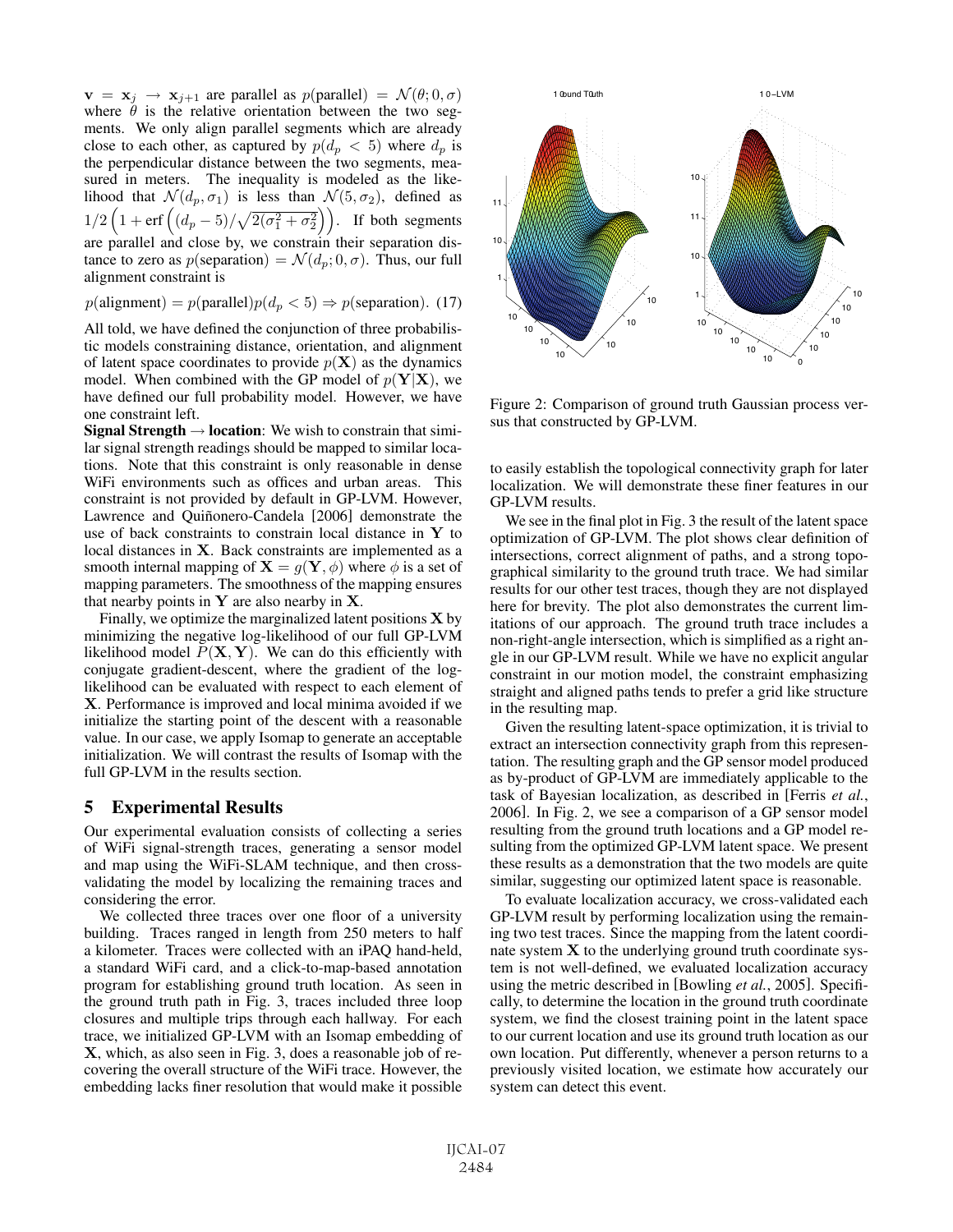$\mathbf{v} = \mathbf{x}_j \rightarrow \mathbf{x}_{j+1}$ are parallel as $p(\text{parallel}) = \mathcal{N}(\theta; 0, \sigma)$ where $\theta$ is the relative orientation between the two segments. We only align parallel segments which are already close to each other, as captured by $p(d_p < 5)$ where $d_p$ is the perpendicular distance between the two segments, measured in meters. The inequality is modeled as the likelihood that $\mathcal{N}(d_p, \sigma_1)$ is less than $\mathcal{N}(5, \sigma_2)$, defined as $1/2\left(1 + \text{erf}\left((d_p - 5)/\sqrt{2(\sigma_1^2 + \sigma_2^2)}\right)\right)$. If both segments are parallel and close by, we constrain their separation distance to zero as $p(\text{separation}) = \mathcal{N}(d_p; 0, \sigma)$. Thus, our full alignment constraint is

$$p(\text{alignment}) = p(\text{parallel})p(d_p < 5) \Rightarrow p(\text{separation}). \quad (17)$$

All told, we have defined the conjunction of three probabilistic models constraining distance, orientation, and alignment of latent space coordinates to provide $p(\mathbf{X})$ as the dynamics model. When combined with the GP model of $p(\mathbf{Y}|\mathbf{X})$, we have defined our full probability model. However, we have one constraint left.

**Signal Strength $\rightarrow$ location**: We wish to constrain that similar signal strength readings should be mapped to similar locations. Note that this constraint is only reasonable in dense WiFi environments such as offices and urban areas. This constraint is not provided by default in GP-LVM. However, Lawrence and Quiñonero-Candela [2006] demonstrate the use of back constraints to constrain local distance in $\mathbf{Y}$ to local distances in $\mathbf{X}$. Back constraints are implemented as a smooth internal mapping of $\mathbf{X} = g(\mathbf{Y}, \phi)$ where $\phi$ is a set of mapping parameters. The smoothness of the mapping ensures that nearby points in $\mathbf{Y}$ are also nearby in $\mathbf{X}$.

Finally, we optimize the marginalized latent positions $\mathbf{X}$ by minimizing the negative log-likelihood of our full GP-LVM likelihood model $P(\mathbf{X}, \mathbf{Y})$. We can do this efficiently with conjugate gradient-descent, where the gradient of the log-likelihood can be evaluated with respect to each element of $\mathbf{X}$. Performance is improved and local minima avoided if we initialize the starting point of the descent with a reasonable value. In our case, we apply Isomap to generate an acceptable initialization. We will contrast the results of Isomap with the full GP-LVM in the results section.

## 5 Experimental Results

Our experimental evaluation consists of collecting a series of WiFi signal-strength traces, generating a sensor model and map using the WiFi-SLAM technique, and then cross-validating the model by localizing the remaining traces and considering the error.

We collected three traces over one floor of a university building. Traces ranged in length from 250 meters to half a kilometer. Traces were collected with an iPAQ hand-held, a standard WiFi card, and a click-to-map-based annotation program for establishing ground truth location. As seen in the ground truth path in Fig. 3, traces included three loop closures and multiple trips through each hallway. For each trace, we initialized GP-LVM with an Isomap embedding of $\mathbf{X}$, which, as also seen in Fig. 3, does a reasonable job of recovering the overall structure of the WiFi trace. However, the embedding lacks finer resolution that would make it possible to easily establish the topological connectivity graph for later localization. We will demonstrate these finer features in our GP-LVM results.

Figure 2: Comparison of ground truth Gaussian process versus that constructed by GP-LVM.

We see in the final plot in Fig. 3 the result of the latent space optimization of GP-LVM. The plot shows clear definition of intersections, correct alignment of paths, and a strong topographical similarity to the ground truth trace. We had similar results for our other test traces, though they are not displayed here for brevity. The plot also demonstrates the current limitations of our approach. The ground truth trace includes a non-right-angle intersection, which is simplified as a right angle in our GP-LVM result. While we have no explicit angular constraint in our motion model, the constraint emphasizing straight and aligned paths tends to prefer a grid like structure in the resulting map.

Given the resulting latent-space optimization, it is trivial to extract an intersection connectivity graph from this representation. The resulting graph and the GP sensor model produced as by-product of GP-LVM are immediately applicable to the task of Bayesian localization, as described in [Ferris *et al.*, 2006]. In Fig. 2, we see a comparison of a GP sensor model resulting from the ground truth locations and a GP model resulting from the optimized GP-LVM latent space. We present these results as a demonstration that the two models are quite similar, suggesting our optimized latent space is reasonable.

To evaluate localization accuracy, we cross-validated each GP-LVM result by performing localization using the remaining two test traces. Since the mapping from the latent coordinate system $\mathbf{X}$ to the underlying ground truth coordinate system is not well-defined, we evaluated localization accuracy using the metric described in [Bowling *et al.*, 2005]. Specifically, to determine the location in the ground truth coordinate system, we find the closest training point in the latent space to our current location and use its ground truth location as our own location. Put differently, whenever a person returns to a previously visited location, we estimate how accurately our system can detect this event.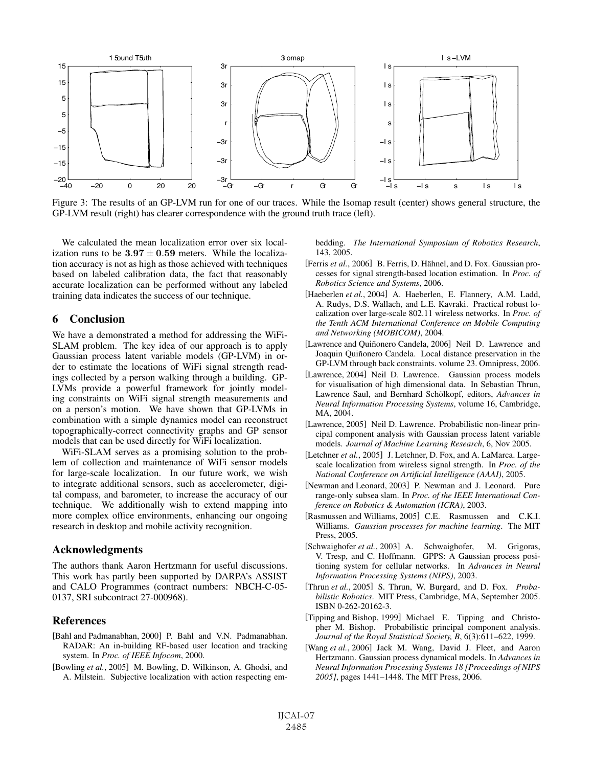1 5ound T5uth

15
15
5
5
−5
−15
−15
−20
−40 −20 0 20 20

3r omap

3r
3r
3r
r
−3r
−3r
−3r
−Gr −Gr r Gr Gr

I s –LVM

I s
I s
I s
s
−I s
−I s
−I s
−I s −I s s I s I s

Figure 3: The results of an GP-LVM run for one of our traces. While the Isomap result (center) shows general structure, the GP-LVM result (right) has clearer correspondence with the ground truth trace (left).

We calculated the mean localization error over six localization runs to be $\mathbf{3.97 \pm 0.59}$ meters. While the localization accuracy is not as high as those achieved with techniques based on labeled calibration data, the fact that reasonably accurate localization can be performed without any labeled training data indicates the success of our technique.

## 6 Conclusion

We have a demonstrated a method for addressing the WiFi-SLAM problem. The key idea of our approach is to apply Gaussian process latent variable models (GP-LVM) in order to estimate the locations of WiFi signal strength readings collected by a person walking through a building. GP-LVMs provide a powerful framework for jointly modeling constraints on WiFi signal strength measurements and on a person's motion. We have shown that GP-LVMs in combination with a simple dynamics model can reconstruct topographically-correct connectivity graphs and GP sensor models that can be used directly for WiFi localization.

WiFi-SLAM serves as a promising solution to the problem of collection and maintenance of WiFi sensor models for large-scale localization. In our future work, we wish to integrate additional sensors, such as accelerometer, digital compass, and barometer, to increase the accuracy of our technique. We additionally wish to extend mapping into more complex office environments, enhancing our ongoing research in desktop and mobile activity recognition.

## Acknowledgments

The authors thank Aaron Hertzmann for useful discussions. This work has partly been supported by DARPA's ASSIST and CALO Programmes (contract numbers: NBCH-C-05-0137, SRI subcontract 27-000968).

## References

[Bahl and Padmanabhan, 2000] P. Bahl and V.N. Padmanabhan. RADAR: An in-building RF-based user location and tracking system. In *Proc. of IEEE Infocom*, 2000.

[Bowling *et al.*, 2005] M. Bowling, D. Wilkinson, A. Ghodsi, and A. Milstein. Subjective localization with action respecting embedding. *The International Symposium of Robotics Research*, 143, 2005.

[Ferris *et al.*, 2006] B. Ferris, D. Hähnel, and D. Fox. Gaussian processes for signal strength-based location estimation. In *Proc. of Robotics Science and Systems*, 2006.

[Haeberlen *et al.*, 2004] A. Haeberlen, E. Flannery, A.M. Ladd, A. Rudys, D.S. Wallach, and L.E. Kavraki. Practical robust localization over large-scale 802.11 wireless networks. In *Proc. of the Tenth ACM International Conference on Mobile Computing and Networking (MOBICOM)*, 2004.

[Lawrence and Quiñonero Candela, 2006] Neil D. Lawrence and Joaquin Quiñonero Candela. Local distance preservation in the GP-LVM through back constraints. volume 23. Omnipress, 2006.

[Lawrence, 2004] Neil D. Lawrence. Gaussian process models for visualisation of high dimensional data. In Sebastian Thrun, Lawrence Saul, and Bernhard Schölkopf, editors, *Advances in Neural Information Processing Systems*, volume 16, Cambridge, MA, 2004.

[Lawrence, 2005] Neil D. Lawrence. Probabilistic non-linear principal component analysis with Gaussian process latent variable models. *Journal of Machine Learning Research*, 6, Nov 2005.

[Letchner *et al.*, 2005] J. Letchner, D. Fox, and A. LaMarca. Large-scale localization from wireless signal strength. In *Proc. of the National Conference on Artificial Intelligence (AAAI)*, 2005.

[Newman and Leonard, 2003] P. Newman and J. Leonard. Pure range-only subsea slam. In *Proc. of the IEEE International Conference on Robotics & Automation (ICRA)*, 2003.

[Rasmussen and Williams, 2005] C.E. Rasmussen and C.K.I. Williams. *Gaussian processes for machine learning*. The MIT Press, 2005.

[Schwaighofer *et al.*, 2003] A. Schwaighofer, M. Grigoras, V. Tresp, and C. Hoffmann. GPPS: A Gaussian process positioning system for cellular networks. In *Advances in Neural Information Processing Systems (NIPS)*, 2003.

[Thrun *et al.*, 2005] S. Thrun, W. Burgard, and D. Fox. *Probabilistic Robotics*. MIT Press, Cambridge, MA, September 2005. ISBN 0-262-20162-3.

[Tipping and Bishop, 1999] Michael E. Tipping and Christopher M. Bishop. Probabilistic principal component analysis. *Journal of the Royal Statistical Society, B*, 6(3):611–622, 1999.

[Wang *et al.*, 2006] Jack M. Wang, David J. Fleet, and Aaron Hertzmann. Gaussian process dynamical models. In *Advances in Neural Information Processing Systems 18 [Proceedings of NIPS 2005]*, pages 1441–1448. The MIT Press, 2006.